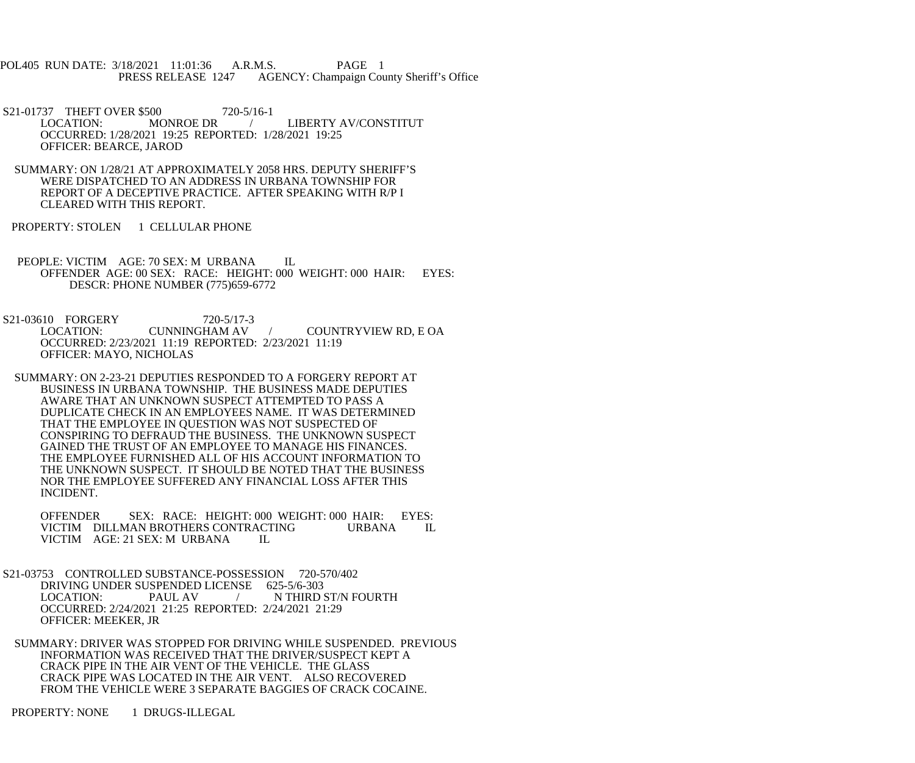POL405 RUN DATE: 3/18/2021 11:01:36 A.R.M.S. PAGE 1
PRESS RELEASE 1247 AGENCY: Champaign County Sheriff's Office

S21-01737 THEFT OVER $500 720-5/16-1
LOCATION: MONROE DR / LIBERTY AV/CONSTITUT
OCCURRED: 1/28/2021 19:25 REPORTED: 1/28/2021 19:25
OFFICER: BEARCE, JAROD

SUMMARY: ON 1/28/21 AT APPROXIMATELY 2058 HRS. DEPUTY SHERIFF'S WERE DISPATCHED TO AN ADDRESS IN URBANA TOWNSHIP FOR REPORT OF A DECEPTIVE PRACTICE. AFTER SPEAKING WITH R/P I CLEARED WITH THIS REPORT.

PROPERTY: STOLEN 1 CELLULAR PHONE

PEOPLE: VICTIM AGE: 70 SEX: M URBANA IL
OFFENDER AGE: 00 SEX: RACE: HEIGHT: 000 WEIGHT: 000 HAIR: EYES:
DESCR: PHONE NUMBER (775)659-6772

S21-03610 FORGERY 720-5/17-3
LOCATION: CUNNINGHAM AV / COUNTRYVIEW RD, E OA
OCCURRED: 2/23/2021 11:19 REPORTED: 2/23/2021 11:19
OFFICER: MAYO, NICHOLAS

SUMMARY: ON 2-23-21 DEPUTIES RESPONDED TO A FORGERY REPORT AT BUSINESS IN URBANA TOWNSHIP. THE BUSINESS MADE DEPUTIES AWARE THAT AN UNKNOWN SUSPECT ATTEMPTED TO PASS A DUPLICATE CHECK IN AN EMPLOYEES NAME. IT WAS DETERMINED THAT THE EMPLOYEE IN QUESTION WAS NOT SUSPECTED OF CONSPIRING TO DEFRAUD THE BUSINESS. THE UNKNOWN SUSPECT GAINED THE TRUST OF AN EMPLOYEE TO MANAGE HIS FINANCES. THE EMPLOYEE FURNISHED ALL OF HIS ACCOUNT INFORMATION TO THE UNKNOWN SUSPECT. IT SHOULD BE NOTED THAT THE BUSINESS NOR THE EMPLOYEE SUFFERED ANY FINANCIAL LOSS AFTER THIS INCIDENT.

OFFENDER SEX: RACE: HEIGHT: 000 WEIGHT: 000 HAIR: EYES:
VICTIM DILLMAN BROTHERS CONTRACTING URBANA IL
VICTIM AGE: 21 SEX: M URBANA IL

S21-03753 CONTROLLED SUBSTANCE-POSSESSION 720-570/402
DRIVING UNDER SUSPENDED LICENSE 625-5/6-303
LOCATION: PAUL AV / N THIRD ST/N FOURTH
OCCURRED: 2/24/2021 21:25 REPORTED: 2/24/2021 21:29
OFFICER: MEEKER, JR

SUMMARY: DRIVER WAS STOPPED FOR DRIVING WHILE SUSPENDED. PREVIOUS INFORMATION WAS RECEIVED THAT THE DRIVER/SUSPECT KEPT A CRACK PIPE IN THE AIR VENT OF THE VEHICLE. THE GLASS CRACK PIPE WAS LOCATED IN THE AIR VENT. ALSO RECOVERED FROM THE VEHICLE WERE 3 SEPARATE BAGGIES OF CRACK COCAINE.

PROPERTY: NONE 1 DRUGS-ILLEGAL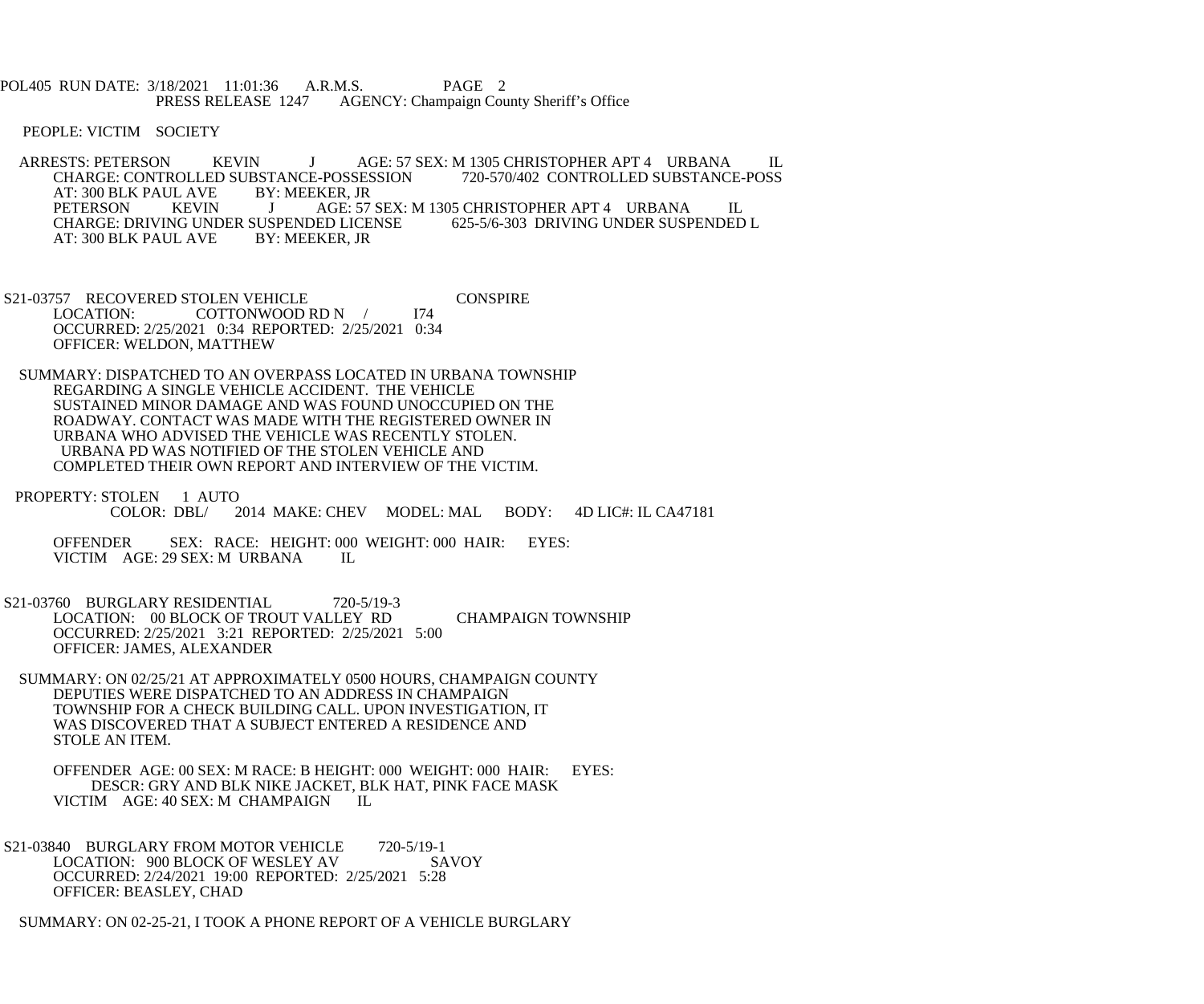PEOPLE: VICTIM SOCIETY

ARRESTS: PETERSON KEVIN J AGE: 57 SEX: M 1305 CHRISTOPHER APT 4 URBANA IL
CHARGE: CONTROLLED SUBSTANCE-POSSESSION 720-570/402 CONTROLLED SUBSTANCE-POSS
AT: 300 BLK PAUL AVE BY: MEEKER, JR
PETERSON KEVIN J AGE: 57 SEX: M 1305 CHRISTOPHER APT 4 URBANA IL
CHARGE: DRIVING UNDER SUSPENDED LICENSE 625-5/6-303 DRIVING UNDER SUSPENDED L
AT: 300 BLK PAUL AVE BY: MEEKER, JR

S21-03757 RECOVERED STOLEN VEHICLE CONSPIRE
LOCATION: COTTONWOOD RD N / I74
OCCURRED: 2/25/2021 0:34 REPORTED: 2/25/2021 0:34
OFFICER: WELDON, MATTHEW

SUMMARY: DISPATCHED TO AN OVERPASS LOCATED IN URBANA TOWNSHIP REGARDING A SINGLE VEHICLE ACCIDENT. THE VEHICLE SUSTAINED MINOR DAMAGE AND WAS FOUND UNOCCUPIED ON THE ROADWAY. CONTACT WAS MADE WITH THE REGISTERED OWNER IN URBANA WHO ADVISED THE VEHICLE WAS RECENTLY STOLEN. URBANA PD WAS NOTIFIED OF THE STOLEN VEHICLE AND COMPLETED THEIR OWN REPORT AND INTERVIEW OF THE VICTIM.

PROPERTY: STOLEN 1 AUTO
COLOR: DBL/ 2014 MAKE: CHEV MODEL: MAL BODY: 4D LIC#: IL CA47181

OFFENDER SEX: RACE: HEIGHT: 000 WEIGHT: 000 HAIR: EYES:
VICTIM AGE: 29 SEX: M URBANA IL

S21-03760 BURGLARY RESIDENTIAL 720-5/19-3
LOCATION: 00 BLOCK OF TROUT VALLEY RD CHAMPAIGN TOWNSHIP
OCCURRED: 2/25/2021 3:21 REPORTED: 2/25/2021 5:00
OFFICER: JAMES, ALEXANDER

SUMMARY: ON 02/25/21 AT APPROXIMATELY 0500 HOURS, CHAMPAIGN COUNTY DEPUTIES WERE DISPATCHED TO AN ADDRESS IN CHAMPAIGN TOWNSHIP FOR A CHECK BUILDING CALL. UPON INVESTIGATION, IT WAS DISCOVERED THAT A SUBJECT ENTERED A RESIDENCE AND STOLE AN ITEM.

OFFENDER AGE: 00 SEX: M RACE: B HEIGHT: 000 WEIGHT: 000 HAIR: EYES:
DESCR: GRY AND BLK NIKE JACKET, BLK HAT, PINK FACE MASK
VICTIM AGE: 40 SEX: M CHAMPAIGN IL

S21-03840 BURGLARY FROM MOTOR VEHICLE 720-5/19-1
LOCATION: 900 BLOCK OF WESLEY AV SAVOY
OCCURRED: 2/24/2021 19:00 REPORTED: 2/25/2021 5:28
OFFICER: BEASLEY, CHAD

SUMMARY: ON 02-25-21, I TOOK A PHONE REPORT OF A VEHICLE BURGLARY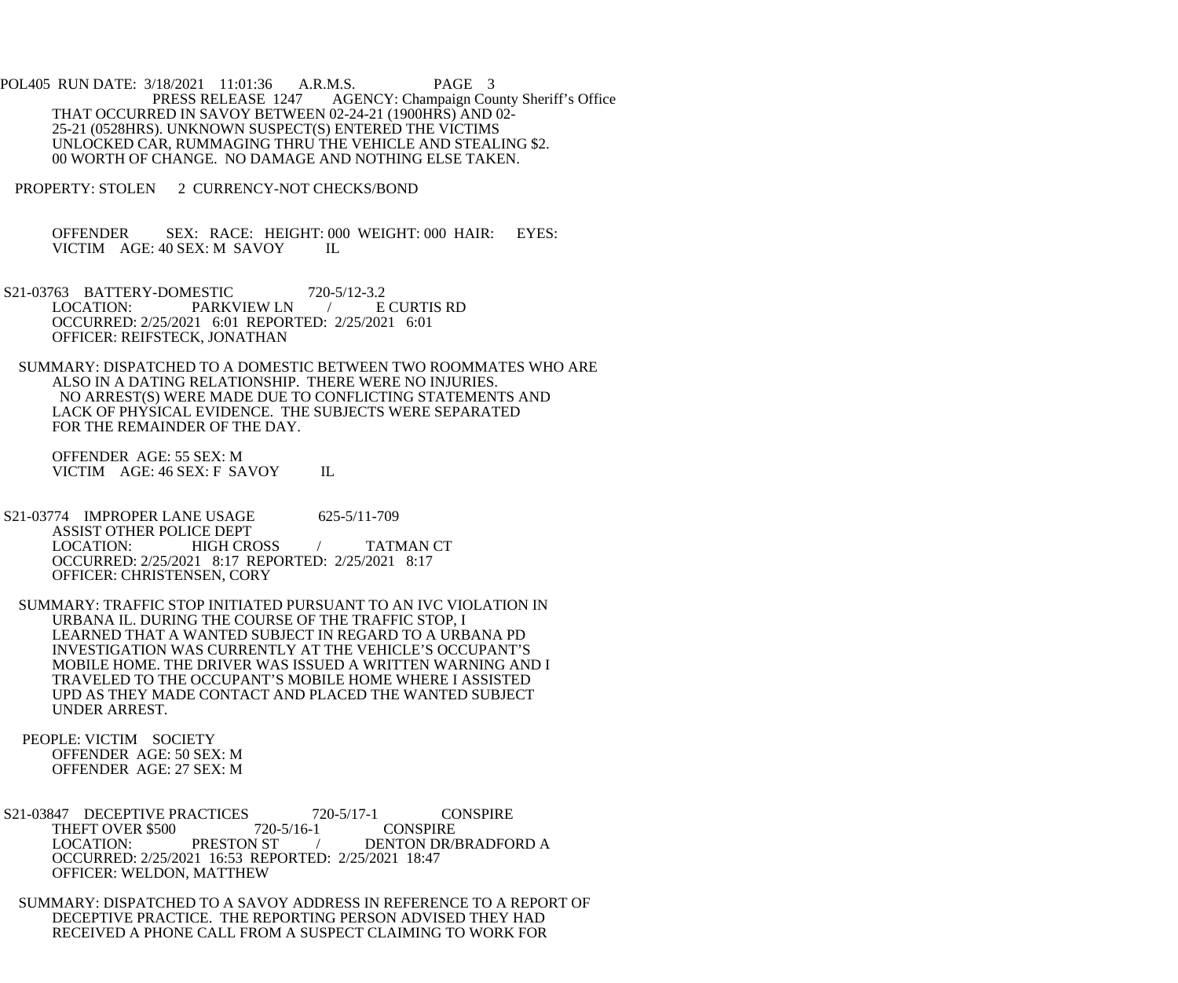THAT OCCURRED IN SAVOY BETWEEN 02-24-21 (1900HRS) AND 02-25-21 (0528HRS). UNKNOWN SUSPECT(S) ENTERED THE VICTIMS UNLOCKED CAR, RUMMAGING THRU THE VEHICLE AND STEALING $2.00 WORTH OF CHANGE. NO DAMAGE AND NOTHING ELSE TAKEN.

PROPERTY: STOLEN 2 CURRENCY-NOT CHECKS/BOND

OFFENDER SEX: RACE: HEIGHT: 000 WEIGHT: 000 HAIR: EYES:
VICTIM AGE: 40 SEX: M SAVOY IL

S21-03763 BATTERY-DOMESTIC 720-5/12-3.2
LOCATION: PARKVIEW LN / E CURTIS RD
OCCURRED: 2/25/2021 6:01 REPORTED: 2/25/2021 6:01
OFFICER: REIFSTECK, JONATHAN

SUMMARY: DISPATCHED TO A DOMESTIC BETWEEN TWO ROOMMATES WHO ARE ALSO IN A DATING RELATIONSHIP. THERE WERE NO INJURIES. NO ARREST(S) WERE MADE DUE TO CONFLICTING STATEMENTS AND LACK OF PHYSICAL EVIDENCE. THE SUBJECTS WERE SEPARATED FOR THE REMAINDER OF THE DAY.

OFFENDER AGE: 55 SEX: M
VICTIM AGE: 46 SEX: F SAVOY IL

S21-03774 IMPROPER LANE USAGE 625-5/11-709
ASSIST OTHER POLICE DEPT
LOCATION: HIGH CROSS / TATMAN CT
OCCURRED: 2/25/2021 8:17 REPORTED: 2/25/2021 8:17
OFFICER: CHRISTENSEN, CORY

SUMMARY: TRAFFIC STOP INITIATED PURSUANT TO AN IVC VIOLATION IN URBANA IL. DURING THE COURSE OF THE TRAFFIC STOP, I LEARNED THAT A WANTED SUBJECT IN REGARD TO A URBANA PD INVESTIGATION WAS CURRENTLY AT THE VEHICLE'S OCCUPANT'S MOBILE HOME. THE DRIVER WAS ISSUED A WRITTEN WARNING AND I TRAVELED TO THE OCCUPANT'S MOBILE HOME WHERE I ASSISTED UPD AS THEY MADE CONTACT AND PLACED THE WANTED SUBJECT UNDER ARREST.

PEOPLE: VICTIM SOCIETY
OFFENDER AGE: 50 SEX: M
OFFENDER AGE: 27 SEX: M

S21-03847 DECEPTIVE PRACTICES 720-5/17-1 CONSPIRE
THEFT OVER $500 720-5/16-1 CONSPIRE
LOCATION: PRESTON ST / DENTON DR/BRADFORD A
OCCURRED: 2/25/2021 16:53 REPORTED: 2/25/2021 18:47
OFFICER: WELDON, MATTHEW

SUMMARY: DISPATCHED TO A SAVOY ADDRESS IN REFERENCE TO A REPORT OF DECEPTIVE PRACTICE. THE REPORTING PERSON ADVISED THEY HAD RECEIVED A PHONE CALL FROM A SUSPECT CLAIMING TO WORK FOR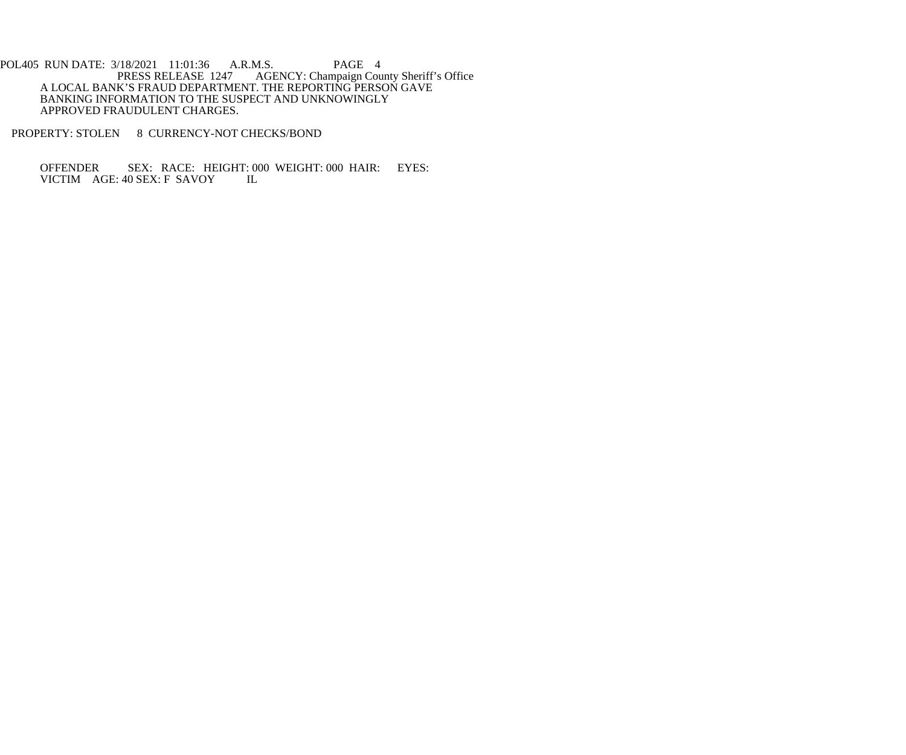A LOCAL BANK'S FRAUD DEPARTMENT. THE REPORTING PERSON GAVE BANKING INFORMATION TO THE SUSPECT AND UNKNOWINGLY APPROVED FRAUDULENT CHARGES.

PROPERTY: STOLEN 8 CURRENCY-NOT CHECKS/BOND

OFFENDER SEX: RACE: HEIGHT: 000 WEIGHT: 000 HAIR: EYES:
VICTIM AGE: 40 SEX: F SAVOY IL